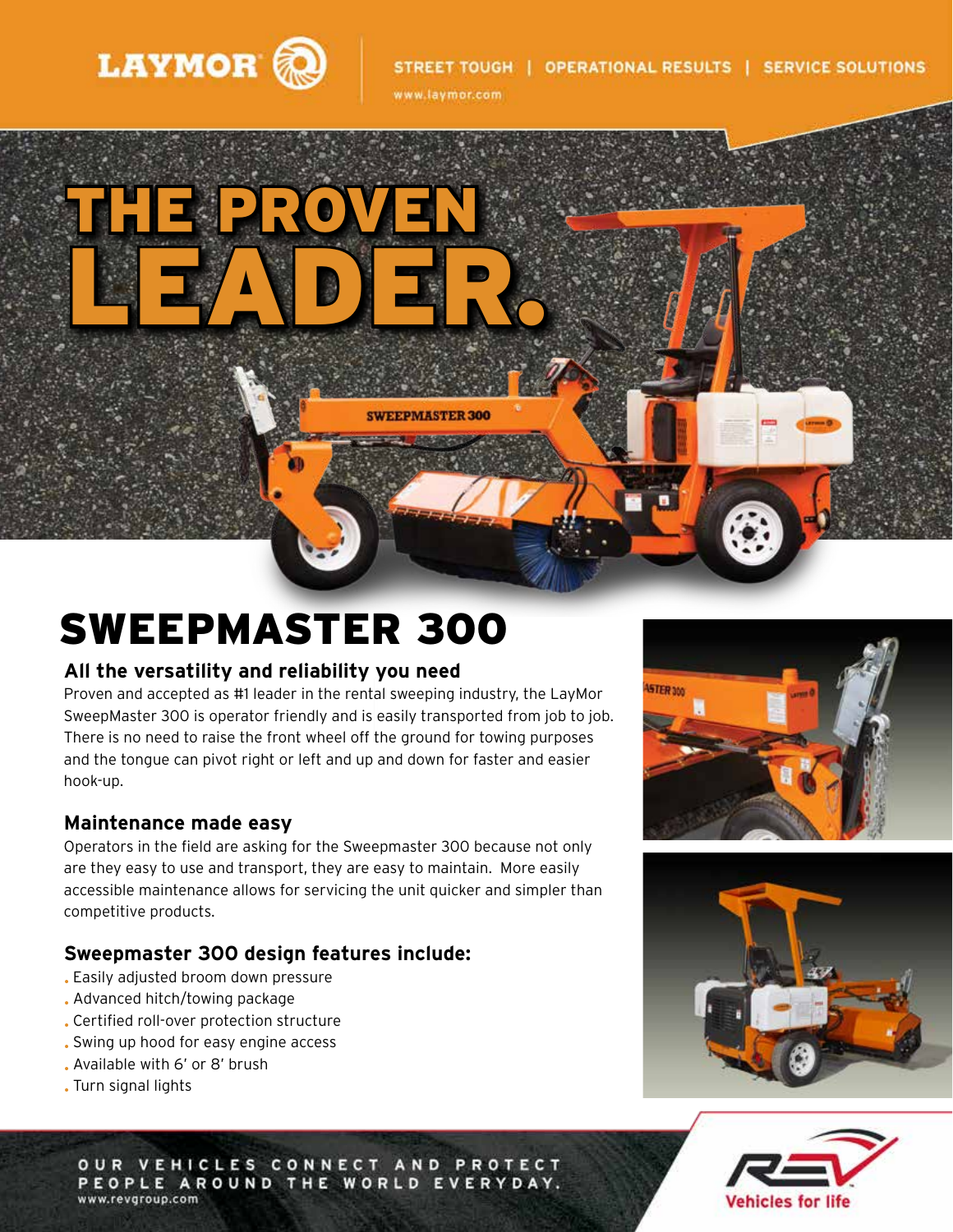LAYMOR

STREET TOUGH | OPERATIONAL RESULTS | SERVICE SOLUTIONS

www.laymor.com

# THE PROVEN LEADER.

# SWEEPMASTER 300

### All the versatility and reliability you need

Proven and accepted as #1 leader in the rental sweeping industry, the LayMor SweepMaster 300 is operator friendly and is easily transported from job to job. There is no need to raise the front wheel off the ground for towing purposes and the tongue can pivot right or left and up and down for faster and easier hook-up.

### Maintenance made easy

Operators in the field are asking for the Sweepmaster 300 because not only are they easy to use and transport, they are easy to maintain. More easily accessible maintenance allows for servicing the unit quicker and simpler than competitive products.

### Sweepmaster 300 design features include:

- Easily adjusted broom down pressure
- Advanced hitch/towing package
- Certified roll-over protection structure
- Swing up hood for easy engine access
- Available with 6′ or 8′ brush
- Turn signal lights

OUR VEHICLES CONNECT AND PROTECT PEOPLE AROUND THE WORLD EVERYDAY.

www.revgroup.com

REV Vehicles for life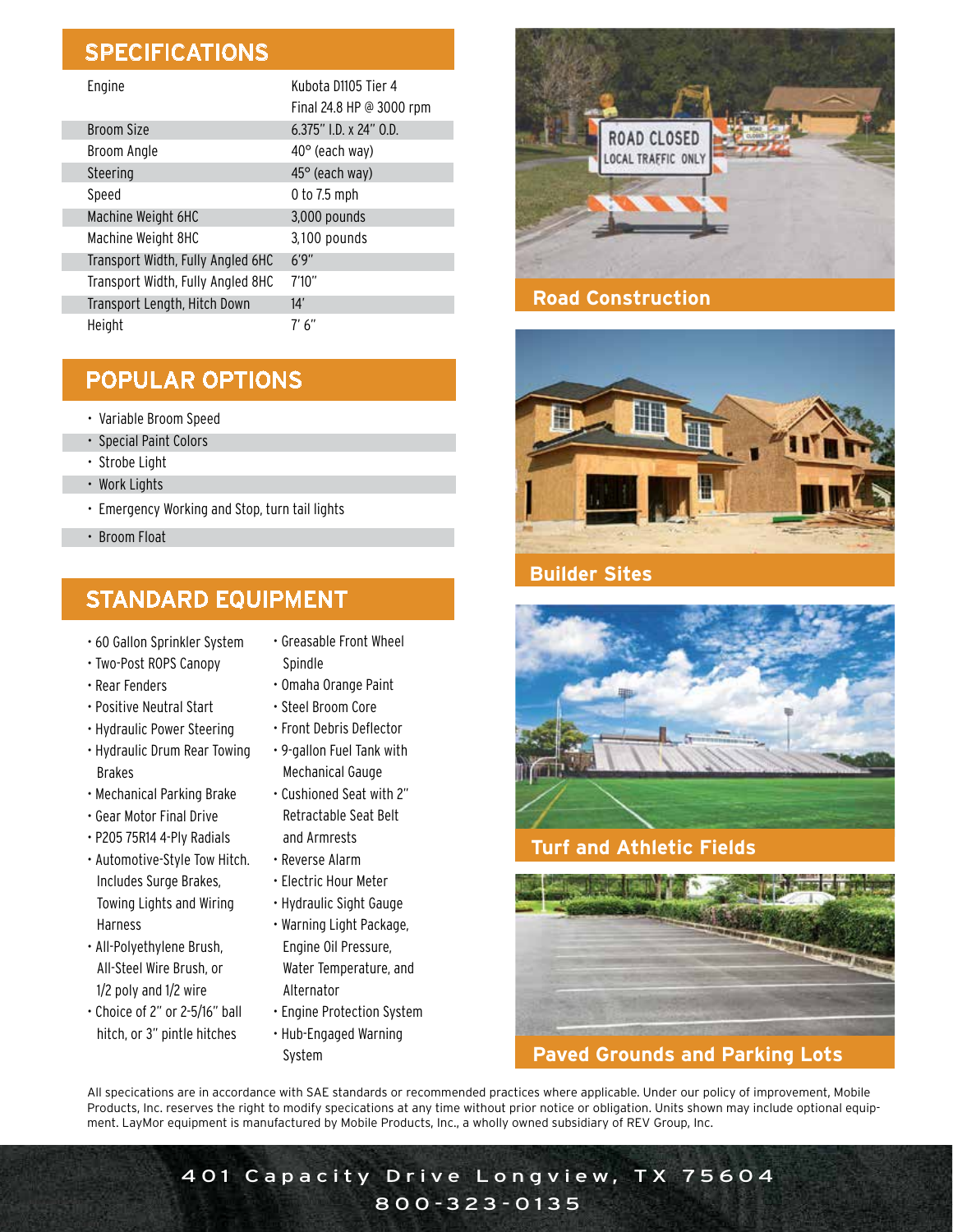## SPECIFICATIONS

| | |
|---|---|
| Engine | Kubota D1105 Tier 4<br>Final 24.8 HP @ 3000 rpm |
| Broom Size | 6.375" I.D. x 24" O.D. |
| Broom Angle | 40° (each way) |
| Steering | 45° (each way) |
| Speed | 0 to 7.5 mph |
| Machine Weight 6HC | 3,000 pounds |
| Machine Weight 8HC | 3,100 pounds |
| Transport Width, Fully Angled 6HC | 6'9" |
| Transport Width, Fully Angled 8HC | 7'10" |
| Transport Length, Hitch Down | 14' |
| Height | 7' 6" |

## POPULAR OPTIONS

- Variable Broom Speed
- Special Paint Colors
- Strobe Light
- Work Lights
- Emergency Working and Stop, turn tail lights
- Broom Float

## STANDARD EQUIPMENT

- 60 Gallon Sprinkler System
- Two-Post ROPS Canopy
- Rear Fenders
- Positive Neutral Start
- Hydraulic Power Steering
- Hydraulic Drum Rear Towing Brakes
- Mechanical Parking Brake
- Gear Motor Final Drive
- P205 75R14 4-Ply Radials
- Automotive-Style Tow Hitch. Includes Surge Brakes, Towing Lights and Wiring Harness
- All-Polyethylene Brush, All-Steel Wire Brush, or 1/2 poly and 1/2 wire
- Choice of 2" or 2-5/16" ball hitch, or 3" pintle hitches
- Greasable Front Wheel Spindle
- Omaha Orange Paint
- Steel Broom Core
- Front Debris Deflector
- 9-gallon Fuel Tank with Mechanical Gauge
- Cushioned Seat with 2" Retractable Seat Belt and Armrests
- Reverse Alarm
- Electric Hour Meter
- Hydraulic Sight Gauge
- Warning Light Package, Engine Oil Pressure, Water Temperature, and Alternator
- Engine Protection System
- Hub-Engaged Warning System

**Road Construction**

**Builder Sites**

**Turf and Athletic Fields**

**Paved Grounds and Parking Lots**

All specications are in accordance with SAE standards or recommended practices where applicable. Under our policy of improvement, Mobile Products, Inc. reserves the right to modify specications at any time without prior notice or obligation. Units shown may include optional equipment. LayMor equipment is manufactured by Mobile Products, Inc., a wholly owned subsidiary of REV Group, Inc.

401 Capacity Drive Longview, TX 75604
800-323-0135